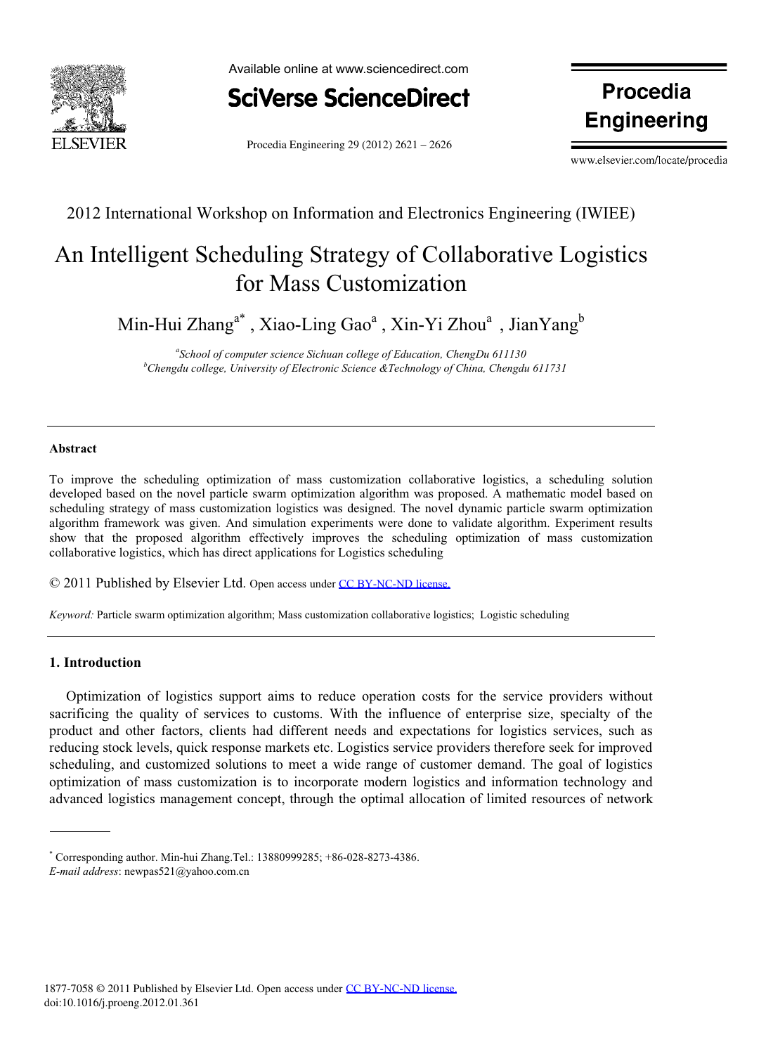2012 International Workshop on Information and Electronics Engineering (IWIEE)

# An Intelligent Scheduling Strategy of Collaborative Logistics for Mass Customization

Min-Hui Zhang[a*] , Xiao-Ling Gao[a] , Xin-Yi Zhou[a] , JianYang[b]

[a]*School of computer science Sichuan college of Education, ChengDu 611130*
[b]*Chengdu college, University of Electronic Science &Technology of China, Chengdu 611731*

---

**Abstract**

To improve the scheduling optimization of mass customization collaborative logistics, a scheduling solution developed based on the novel particle swarm optimization algorithm was proposed. A mathematic model based on scheduling strategy of mass customization logistics was designed. The novel dynamic particle swarm optimization algorithm framework was given. And simulation experiments were done to validate algorithm. Experiment results show that the proposed algorithm effectively improves the scheduling optimization of mass customization collaborative logistics, which has direct applications for Logistics scheduling

© 2011 Published by Elsevier Ltd. Open access under CC BY-NC-ND license.

*Keyword:* Particle swarm optimization algorithm; Mass customization collaborative logistics; Logistic scheduling

---

## 1. Introduction

Optimization of logistics support aims to reduce operation costs for the service providers without sacrificing the quality of services to customs. With the influence of enterprise size, specialty of the product and other factors, clients had different needs and expectations for logistics services, such as reducing stock levels, quick response markets etc. Logistics service providers therefore seek for improved scheduling, and customized solutions to meet a wide range of customer demand. The goal of logistics optimization of mass customization is to incorporate modern logistics and information technology and advanced logistics management concept, through the optimal allocation of limited resources of network

---

[*] Corresponding author. Min-hui Zhang.Tel.: 13880999285; +86-028-8273-4386.
*E-mail address*: newpas521@yahoo.com.cn

1877-7058 © 2011 Published by Elsevier Ltd. Open access under CC BY-NC-ND license.
doi:10.1016/j.proeng.2012.01.361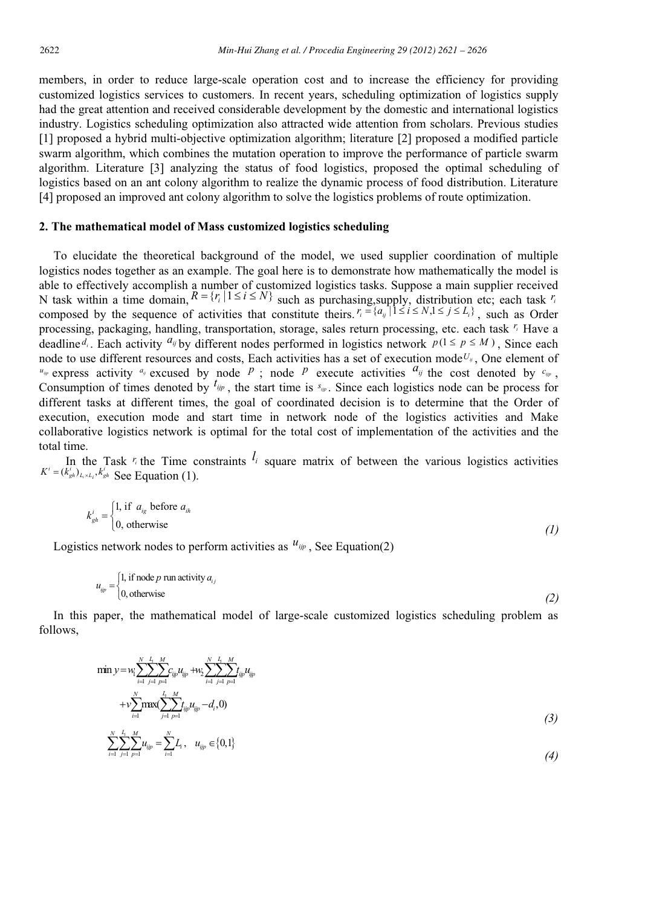members, in order to reduce large-scale operation cost and to increase the efficiency for providing customized logistics services to customers. In recent years, scheduling optimization of logistics supply had the great attention and received considerable development by the domestic and international logistics industry. Logistics scheduling optimization also attracted wide attention from scholars. Previous studies [1] proposed a hybrid multi-objective optimization algorithm; literature [2] proposed a modified particle swarm algorithm, which combines the mutation operation to improve the performance of particle swarm algorithm. Literature [3] analyzing the status of food logistics, proposed the optimal scheduling of logistics based on an ant colony algorithm to realize the dynamic process of food distribution. Literature [4] proposed an improved ant colony algorithm to solve the logistics problems of route optimization.

## 2. The mathematical model of Mass customized logistics scheduling

To elucidate the theoretical background of the model, we used supplier coordination of multiple logistics nodes together as an example. The goal here is to demonstrate how mathematically the model is able to effectively accomplish a number of customized logistics tasks. Suppose a main supplier received N task within a time domain, $R = \{r_i \mid 1 \le i \le N\}$ such as purchasing,supply, distribution etc; each task $r_i$ composed by the sequence of activities that constitute theirs. $r_i = \{a_{ij} \mid 1 \le i \le N, 1 \le j \le L_i\}$, such as Order processing, packaging, handling, transportation, storage, sales return processing, etc. each task $r_i$ Have a deadline $d_i$. Each activity $a_{ij}$ by different nodes performed in logistics network $p(1 \le p \le M)$, Since each node to use different resources and costs, Each activities has a set of execution mode $U_{ij}$, One element of $u_{ijp}$ express activity $a_{ij}$ excused by node $p$ ; node $p$ execute activities $a_{ij}$ the cost denoted by $c_{ijp}$, Consumption of times denoted by $t_{ijp}$, the start time is $s_{ijp}$. Since each logistics node can be process for different tasks at different times, the goal of coordinated decision is to determine that the Order of execution, execution mode and start time in network node of the logistics activities and Make collaborative logistics network is optimal for the total cost of implementation of the activities and the total time.

In the Task $r_i$ the Time constraints $l_i$ square matrix of between the various logistics activities $K^i = (k^i_{gh})_{L_i \times L_i}, k^i_{gh}$ See Equation (1).

$$k^i_{gh} = \begin{cases} 1, \text{ if } a_{ig} \text{ before } a_{ih} \\ 0, \text{ otherwise} \end{cases} \tag{1}$$

Logistics network nodes to perform activities as $u_{ijp}$, See Equation(2)

$$u_{ijp} = \begin{cases} 1, \text{if node } p \text{ run activity } a_{ij} \\ 0, \text{otherwise} \end{cases} \tag{2}$$

In this paper, the mathematical model of large-scale customized logistics scheduling problem as follows,

$$\begin{aligned} \min y = & w_1 \sum_{i=1}^{N} \sum_{j=1}^{L_i} \sum_{p=1}^{M} c_{ijp} u_{ijp} + w_2 \sum_{i=1}^{N} \sum_{j=1}^{L_i} \sum_{p=1}^{M} t_{ijp} u_{ijp} \\ & + v \sum_{i=1}^{N} \max\left(\sum_{j=1}^{L_i} \sum_{p=1}^{M} t_{ijp} u_{ijp} - d_i, 0\right) \end{aligned} \tag{3}$$

$$\sum_{i=1}^{N} \sum_{j=1}^{L_i} \sum_{p=1}^{M} u_{ijp} = \sum_{i=1}^{N} L_i, \quad u_{ijp} \in \{0,1\} \tag{4}$$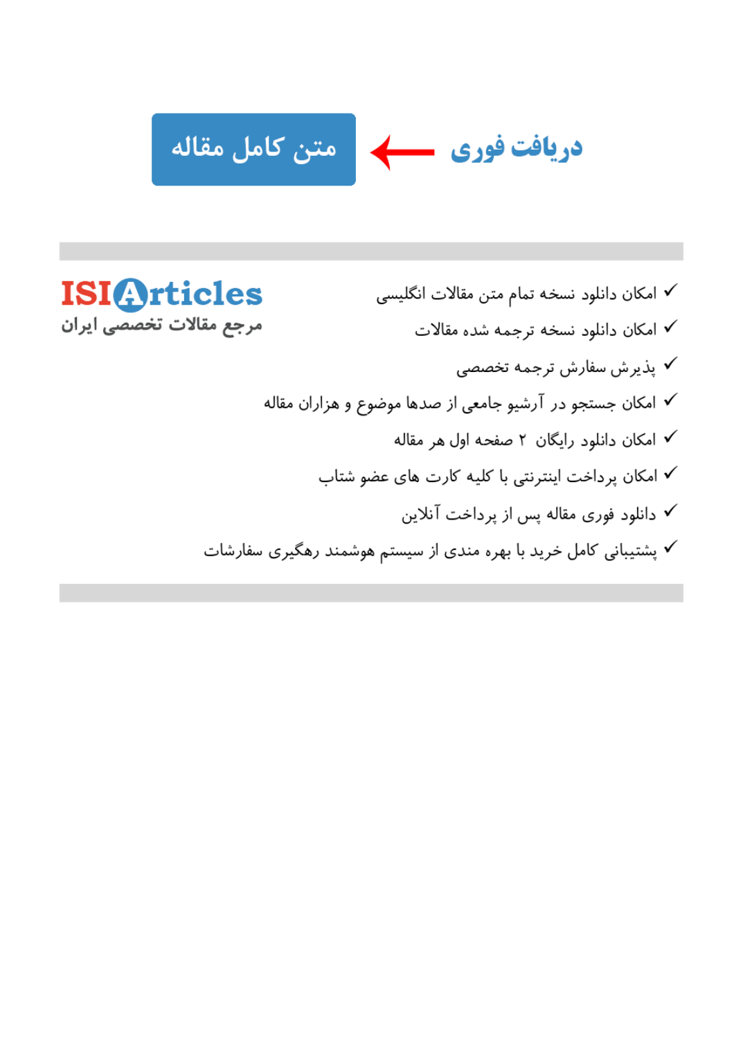**دریافت فوری** ← **متن کامل مقاله**

**ISIArticles**
مرجع مقالات تخصصی ایران

- ✓ امکان دانلود نسخه تمام متن مقالات انگلیسی
- ✓ امکان دانلود نسخه ترجمه شده مقالات
- ✓ پذیرش سفارش ترجمه تخصصی
- ✓ امکان جستجو در آرشیو جامعی از صدها موضوع و هزاران مقاله
- ✓ امکان دانلود رایگان ۲ صفحه اول هر مقاله
- ✓ امکان پرداخت اینترنتی با کلیه کارت های عضو شتاب
- ✓ دانلود فوری مقاله پس از پرداخت آنلاین
- ✓ پشتیبانی کامل خرید با بهره مندی از سیستم هوشمند رهگیری سفارشات